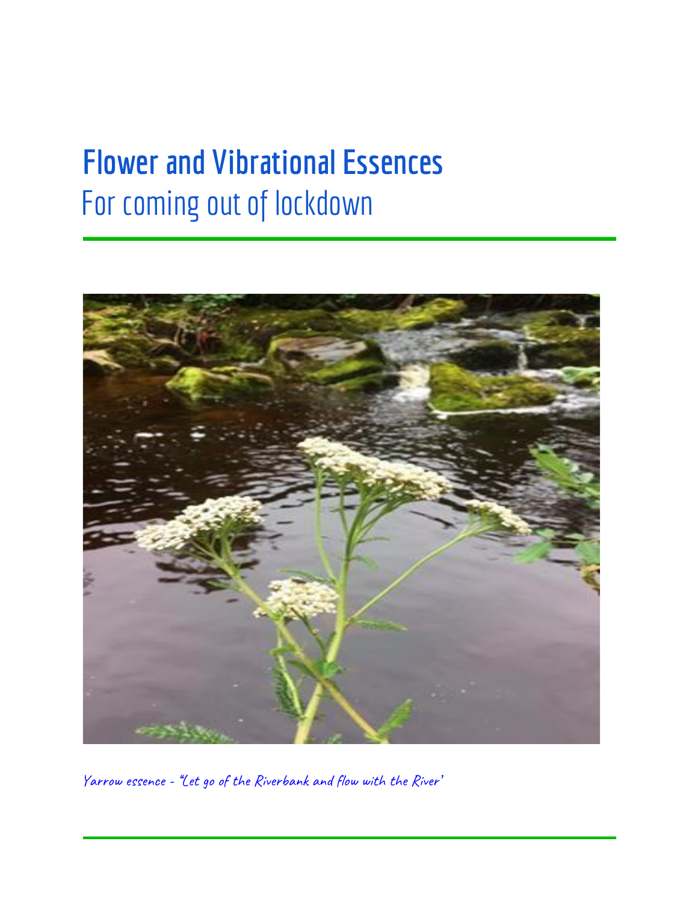# Flower and Vibrational Essences

## For coming out of lockdown

*Yarrow essence - "Let go of the Riverbank and flow with the River'*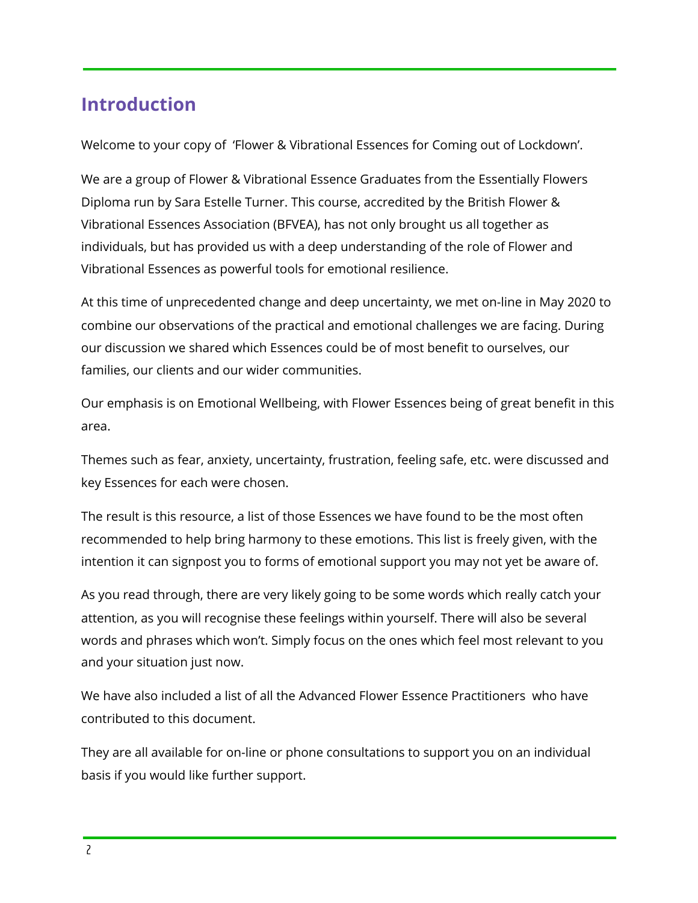## Introduction

Welcome to your copy of 'Flower & Vibrational Essences for Coming out of Lockdown'.

We are a group of Flower & Vibrational Essence Graduates from the Essentially Flowers Diploma run by Sara Estelle Turner. This course, accredited by the British Flower & Vibrational Essences Association (BFVEA), has not only brought us all together as individuals, but has provided us with a deep understanding of the role of Flower and Vibrational Essences as powerful tools for emotional resilience.

At this time of unprecedented change and deep uncertainty, we met on-line in May 2020 to combine our observations of the practical and emotional challenges we are facing. During our discussion we shared which Essences could be of most benefit to ourselves, our families, our clients and our wider communities.

Our emphasis is on Emotional Wellbeing, with Flower Essences being of great benefit in this area.

Themes such as fear, anxiety, uncertainty, frustration, feeling safe, etc. were discussed and key Essences for each were chosen.

The result is this resource, a list of those Essences we have found to be the most often recommended to help bring harmony to these emotions. This list is freely given, with the intention it can signpost you to forms of emotional support you may not yet be aware of.

As you read through, there are very likely going to be some words which really catch your attention, as you will recognise these feelings within yourself. There will also be several words and phrases which won't. Simply focus on the ones which feel most relevant to you and your situation just now.

We have also included a list of all the Advanced Flower Essence Practitioners who have contributed to this document.

They are all available for on-line or phone consultations to support you on an individual basis if you would like further support.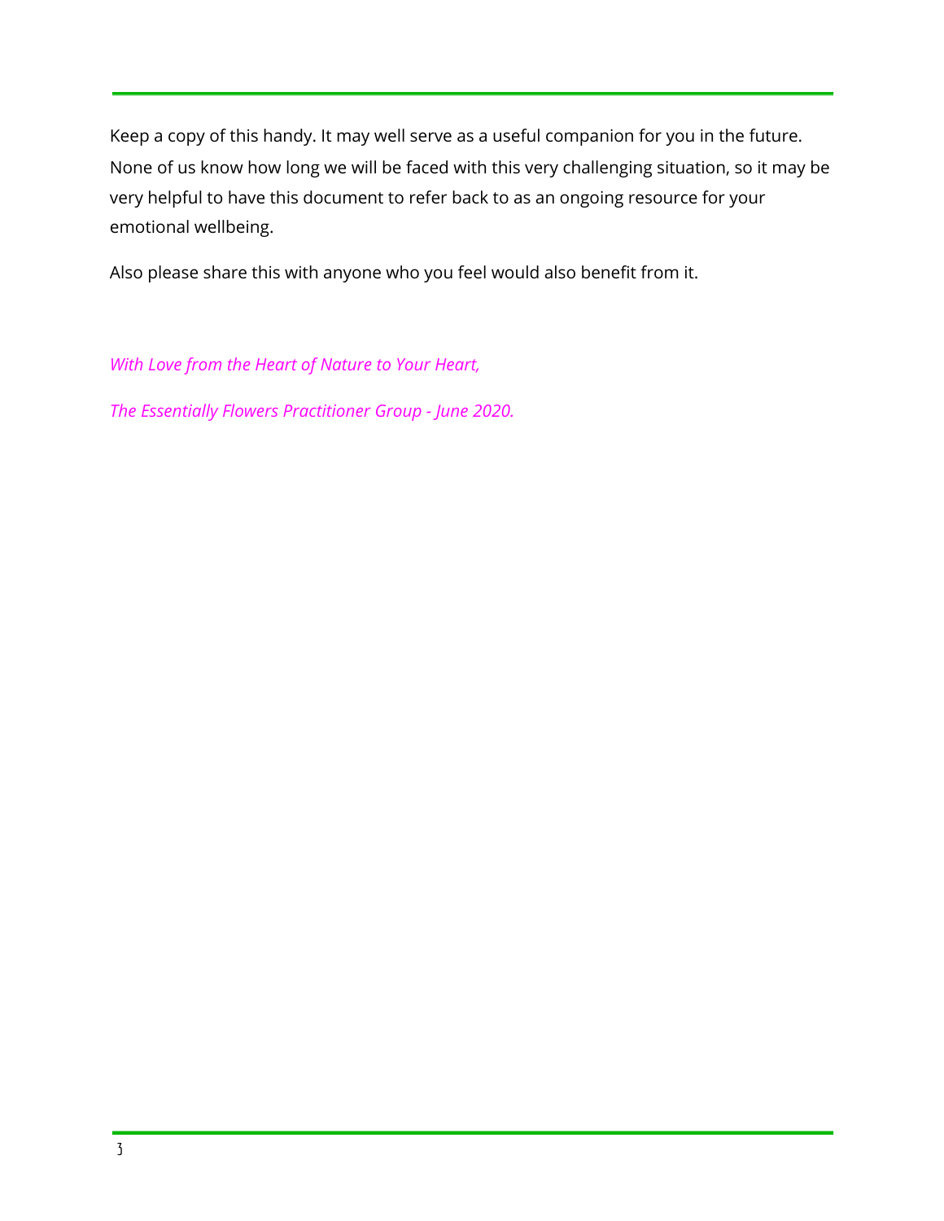Keep a copy of this handy. It may well serve as a useful companion for you in the future. None of us know how long we will be faced with this very challenging situation, so it may be very helpful to have this document to refer back to as an ongoing resource for your emotional wellbeing.

Also please share this with anyone who you feel would also benefit from it.

*With Love from the Heart of Nature to Your Heart,*

*The Essentially Flowers Practitioner Group - June 2020.*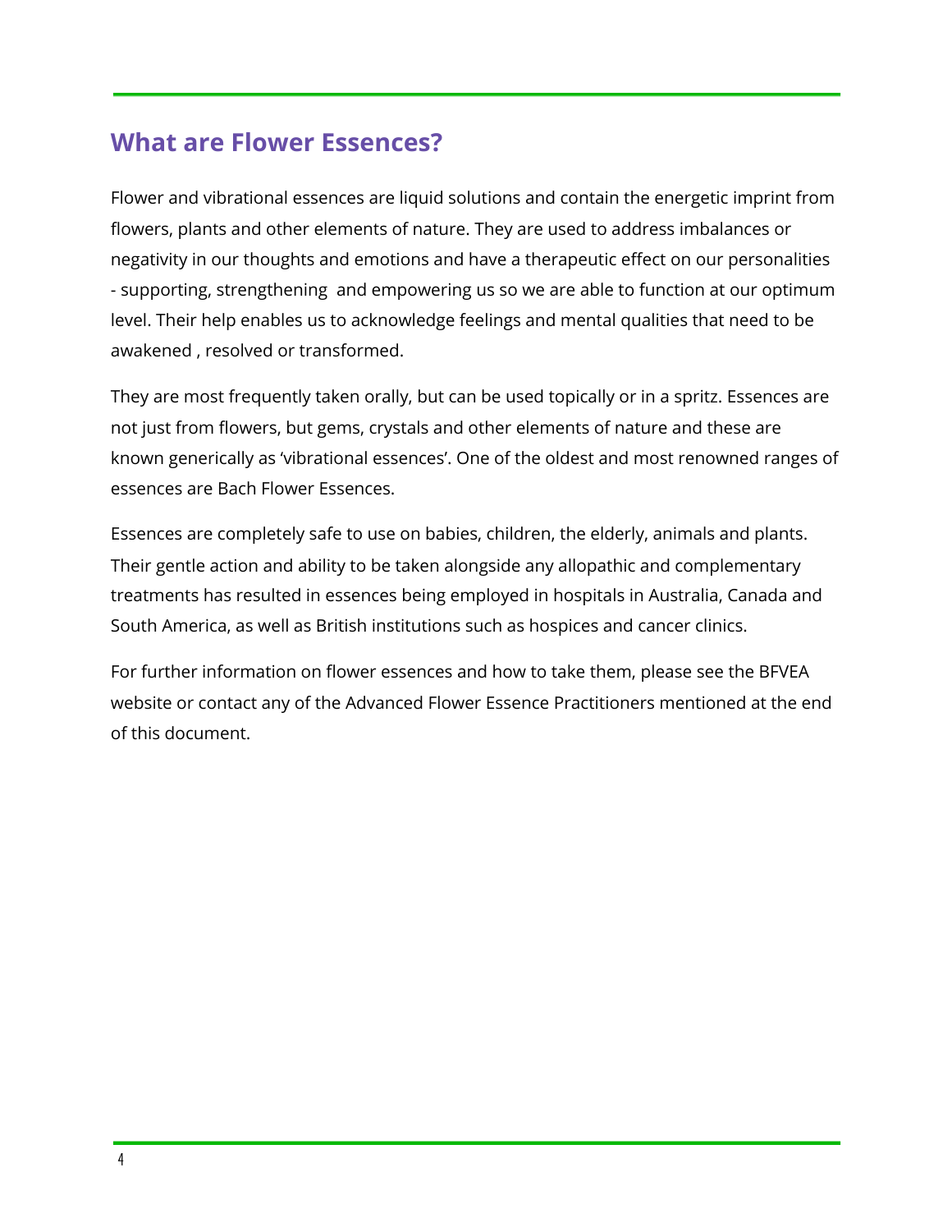## What are Flower Essences?

Flower and vibrational essences are liquid solutions and contain the energetic imprint from flowers, plants and other elements of nature. They are used to address imbalances or negativity in our thoughts and emotions and have a therapeutic effect on our personalities - supporting, strengthening  and empowering us so we are able to function at our optimum level. Their help enables us to acknowledge feelings and mental qualities that need to be awakened , resolved or transformed.

They are most frequently taken orally, but can be used topically or in a spritz. Essences are not just from flowers, but gems, crystals and other elements of nature and these are known generically as 'vibrational essences'. One of the oldest and most renowned ranges of essences are Bach Flower Essences.

Essences are completely safe to use on babies, children, the elderly, animals and plants. Their gentle action and ability to be taken alongside any allopathic and complementary treatments has resulted in essences being employed in hospitals in Australia, Canada and South America, as well as British institutions such as hospices and cancer clinics.

For further information on flower essences and how to take them, please see the BFVEA website or contact any of the Advanced Flower Essence Practitioners mentioned at the end of this document.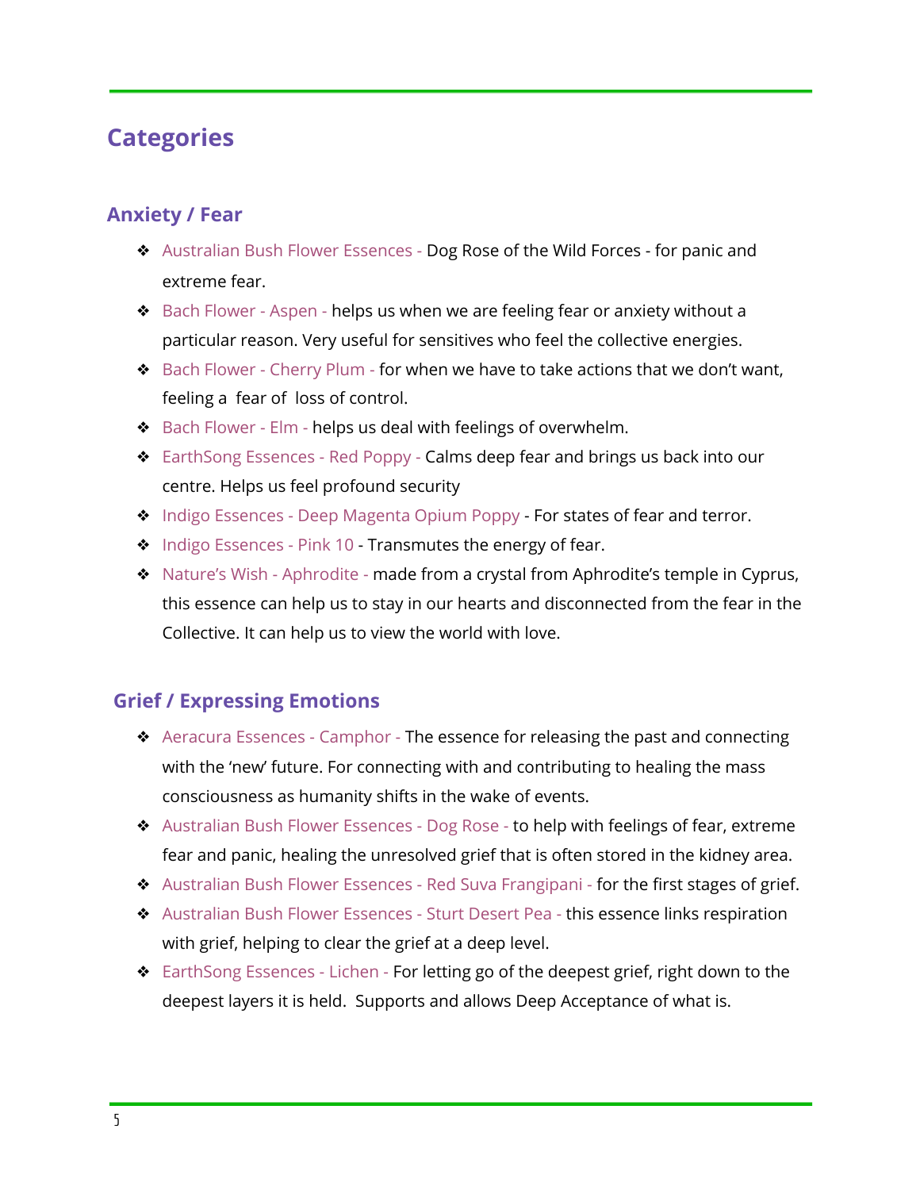## Categories

### Anxiety / Fear

- Australian Bush Flower Essences - Dog Rose of the Wild Forces - for panic and extreme fear.
- Bach Flower - Aspen - helps us when we are feeling fear or anxiety without a particular reason. Very useful for sensitives who feel the collective energies.
- Bach Flower - Cherry Plum - for when we have to take actions that we don't want, feeling a fear of loss of control.
- Bach Flower - Elm - helps us deal with feelings of overwhelm.
- EarthSong Essences - Red Poppy - Calms deep fear and brings us back into our centre. Helps us feel profound security
- Indigo Essences - Deep Magenta Opium Poppy - For states of fear and terror.
- Indigo Essences - Pink 10 - Transmutes the energy of fear.
- Nature's Wish - Aphrodite - made from a crystal from Aphrodite's temple in Cyprus, this essence can help us to stay in our hearts and disconnected from the fear in the Collective. It can help us to view the world with love.

### Grief / Expressing Emotions

- Aeracura Essences - Camphor - The essence for releasing the past and connecting with the 'new' future. For connecting with and contributing to healing the mass consciousness as humanity shifts in the wake of events.
- Australian Bush Flower Essences - Dog Rose - to help with feelings of fear, extreme fear and panic, healing the unresolved grief that is often stored in the kidney area.
- Australian Bush Flower Essences - Red Suva Frangipani - for the first stages of grief.
- Australian Bush Flower Essences - Sturt Desert Pea - this essence links respiration with grief, helping to clear the grief at a deep level.
- EarthSong Essences - Lichen - For letting go of the deepest grief, right down to the deepest layers it is held. Supports and allows Deep Acceptance of what is.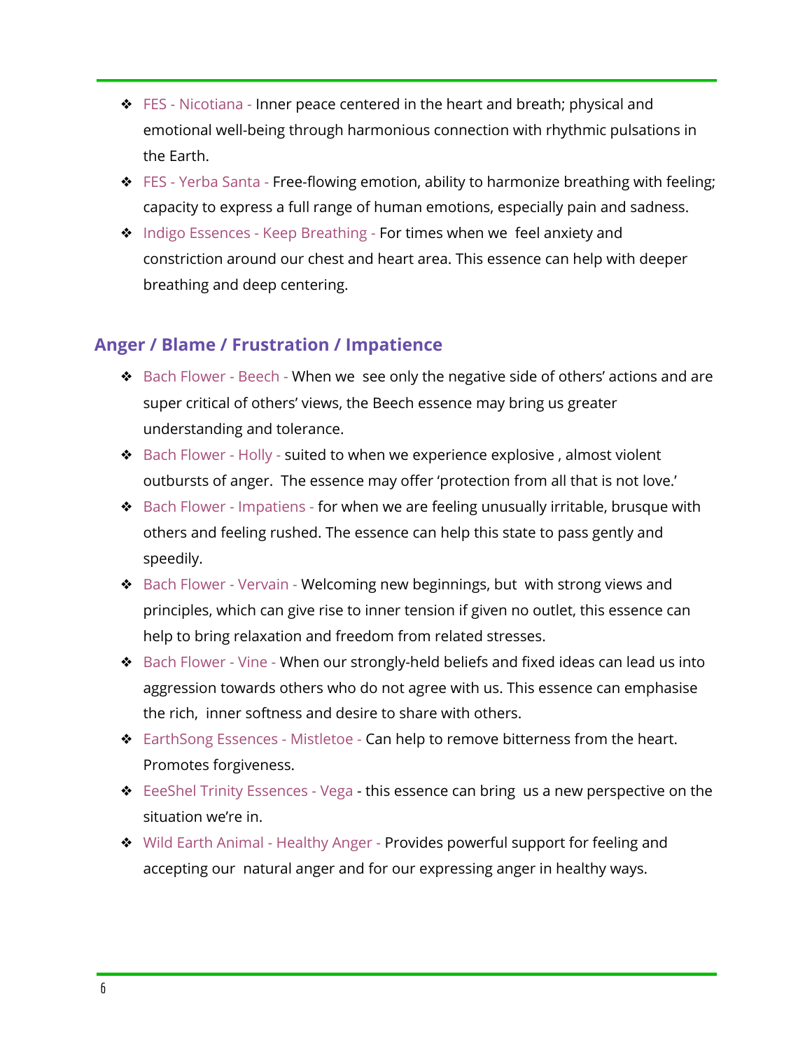- FES - Nicotiana - Inner peace centered in the heart and breath; physical and emotional well-being through harmonious connection with rhythmic pulsations in the Earth.
- FES - Yerba Santa - Free-flowing emotion, ability to harmonize breathing with feeling; capacity to express a full range of human emotions, especially pain and sadness.
- Indigo Essences - Keep Breathing - For times when we feel anxiety and constriction around our chest and heart area. This essence can help with deeper breathing and deep centering.

## Anger / Blame / Frustration / Impatience

- Bach Flower - Beech - When we see only the negative side of others' actions and are super critical of others' views, the Beech essence may bring us greater understanding and tolerance.
- Bach Flower - Holly - suited to when we experience explosive , almost violent outbursts of anger. The essence may offer 'protection from all that is not love.'
- Bach Flower - Impatiens - for when we are feeling unusually irritable, brusque with others and feeling rushed. The essence can help this state to pass gently and speedily.
- Bach Flower - Vervain - Welcoming new beginnings, but with strong views and principles, which can give rise to inner tension if given no outlet, this essence can help to bring relaxation and freedom from related stresses.
- Bach Flower - Vine - When our strongly-held beliefs and fixed ideas can lead us into aggression towards others who do not agree with us. This essence can emphasise the rich, inner softness and desire to share with others.
- EarthSong Essences - Mistletoe - Can help to remove bitterness from the heart. Promotes forgiveness.
- EeeShel Trinity Essences - Vega - this essence can bring us a new perspective on the situation we're in.
- Wild Earth Animal - Healthy Anger - Provides powerful support for feeling and accepting our natural anger and for our expressing anger in healthy ways.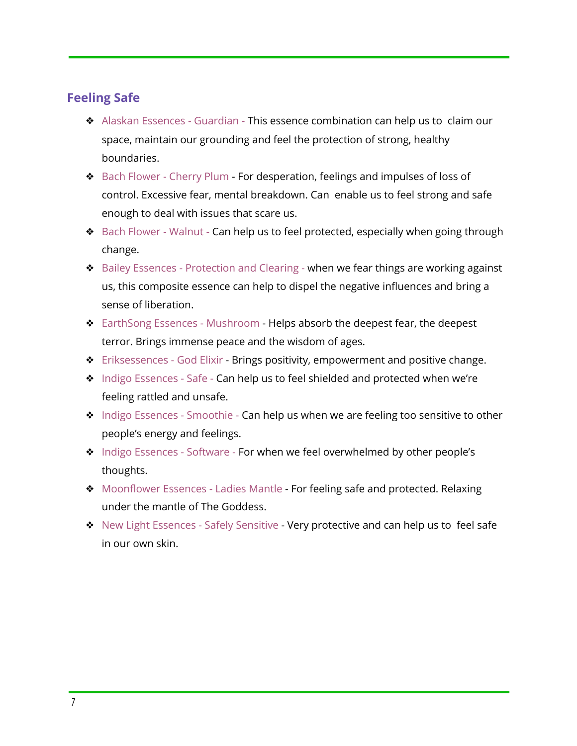## Feeling Safe

- Alaskan Essences - Guardian - This essence combination can help us to claim our space, maintain our grounding and feel the protection of strong, healthy boundaries.
- Bach Flower - Cherry Plum - For desperation, feelings and impulses of loss of control. Excessive fear, mental breakdown. Can enable us to feel strong and safe enough to deal with issues that scare us.
- Bach Flower - Walnut - Can help us to feel protected, especially when going through change.
- Bailey Essences - Protection and Clearing - when we fear things are working against us, this composite essence can help to dispel the negative influences and bring a sense of liberation.
- EarthSong Essences - Mushroom - Helps absorb the deepest fear, the deepest terror. Brings immense peace and the wisdom of ages.
- Eriksessences - God Elixir - Brings positivity, empowerment and positive change.
- Indigo Essences - Safe - Can help us to feel shielded and protected when we're feeling rattled and unsafe.
- Indigo Essences - Smoothie - Can help us when we are feeling too sensitive to other people's energy and feelings.
- Indigo Essences - Software - For when we feel overwhelmed by other people's thoughts.
- Moonflower Essences - Ladies Mantle - For feeling safe and protected. Relaxing under the mantle of The Goddess.
- New Light Essences - Safely Sensitive - Very protective and can help us to feel safe in our own skin.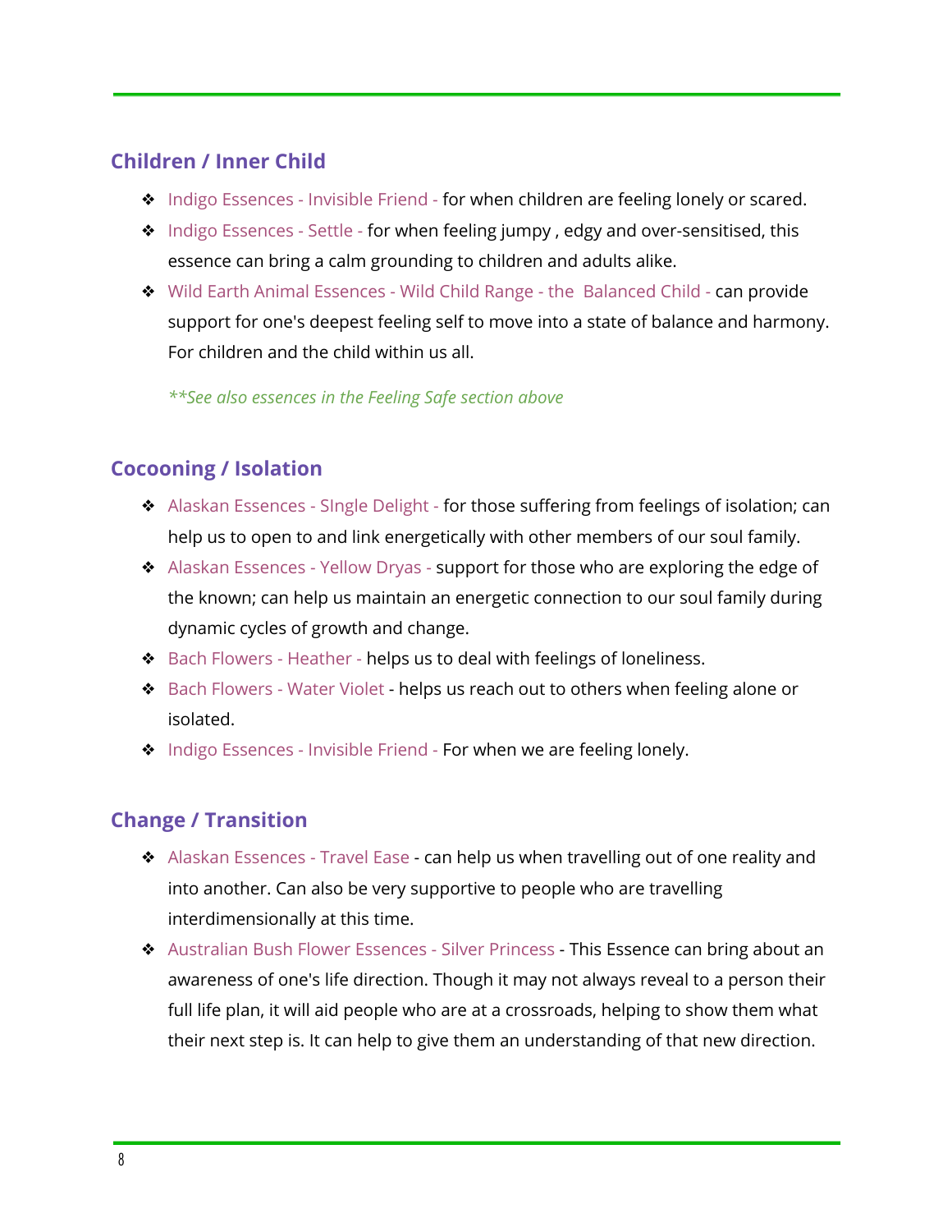## Children / Inner Child

- Indigo Essences - Invisible Friend - for when children are feeling lonely or scared.
- Indigo Essences - Settle - for when feeling jumpy , edgy and over-sensitised, this essence can bring a calm grounding to children and adults alike.
- Wild Earth Animal Essences - Wild Child Range - the  Balanced Child - can provide support for one's deepest feeling self to move into a state of balance and harmony. For children and the child within us all.

  ***See also essences in the Feeling Safe section above*

## Cocooning / Isolation

- Alaskan Essences - SIngle Delight - for those suffering from feelings of isolation; can help us to open to and link energetically with other members of our soul family.
- Alaskan Essences - Yellow Dryas - support for those who are exploring the edge of the known; can help us maintain an energetic connection to our soul family during dynamic cycles of growth and change.
- Bach Flowers - Heather - helps us to deal with feelings of loneliness.
- Bach Flowers - Water Violet - helps us reach out to others when feeling alone or isolated.
- Indigo Essences - Invisible Friend - For when we are feeling lonely.

## Change / Transition

- Alaskan Essences - Travel Ease - can help us when travelling out of one reality and into another. Can also be very supportive to people who are travelling interdimensionally at this time.
- Australian Bush Flower Essences - Silver Princess - This Essence can bring about an awareness of one's life direction. Though it may not always reveal to a person their full life plan, it will aid people who are at a crossroads, helping to show them what their next step is. It can help to give them an understanding of that new direction.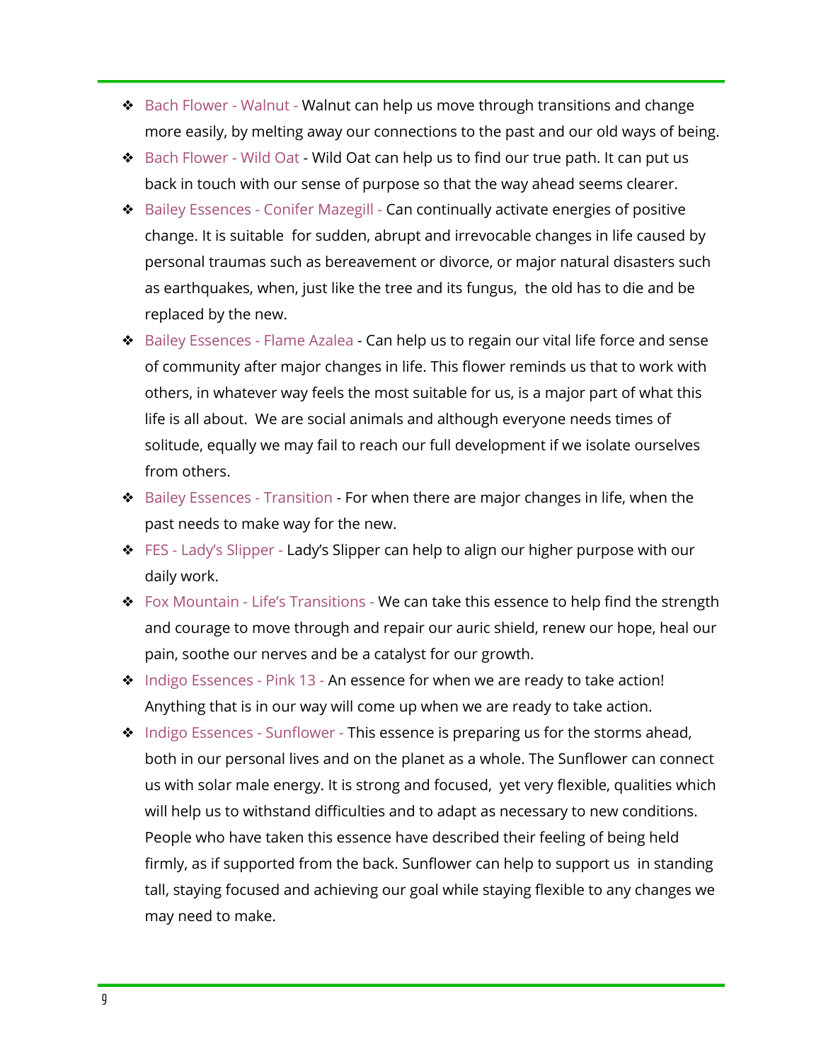- Bach Flower - Walnut - Walnut can help us move through transitions and change more easily, by melting away our connections to the past and our old ways of being.
- Bach Flower - Wild Oat - Wild Oat can help us to find our true path. It can put us back in touch with our sense of purpose so that the way ahead seems clearer.
- Bailey Essences - Conifer Mazegill - Can continually activate energies of positive change. It is suitable for sudden, abrupt and irrevocable changes in life caused by personal traumas such as bereavement or divorce, or major natural disasters such as earthquakes, when, just like the tree and its fungus, the old has to die and be replaced by the new.
- Bailey Essences - Flame Azalea - Can help us to regain our vital life force and sense of community after major changes in life. This flower reminds us that to work with others, in whatever way feels the most suitable for us, is a major part of what this life is all about. We are social animals and although everyone needs times of solitude, equally we may fail to reach our full development if we isolate ourselves from others.
- Bailey Essences - Transition - For when there are major changes in life, when the past needs to make way for the new.
- FES - Lady's Slipper - Lady's Slipper can help to align our higher purpose with our daily work.
- Fox Mountain - Life's Transitions - We can take this essence to help find the strength and courage to move through and repair our auric shield, renew our hope, heal our pain, soothe our nerves and be a catalyst for our growth.
- Indigo Essences - Pink 13 - An essence for when we are ready to take action! Anything that is in our way will come up when we are ready to take action.
- Indigo Essences - Sunflower - This essence is preparing us for the storms ahead, both in our personal lives and on the planet as a whole. The Sunflower can connect us with solar male energy. It is strong and focused, yet very flexible, qualities which will help us to withstand difficulties and to adapt as necessary to new conditions. People who have taken this essence have described their feeling of being held firmly, as if supported from the back. Sunflower can help to support us in standing tall, staying focused and achieving our goal while staying flexible to any changes we may need to make.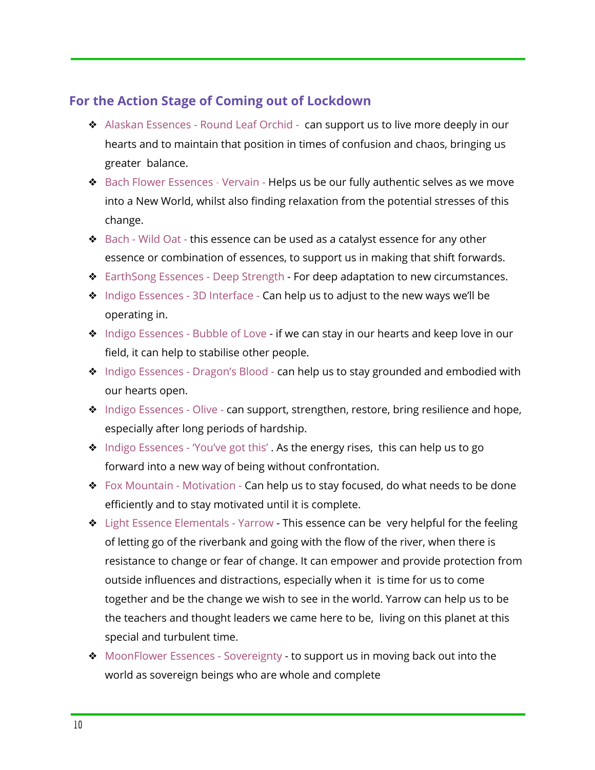## For the Action Stage of Coming out of Lockdown

- Alaskan Essences - Round Leaf Orchid - can support us to live more deeply in our hearts and to maintain that position in times of confusion and chaos, bringing us greater balance.
- Bach Flower Essences - Vervain - Helps us be our fully authentic selves as we move into a New World, whilst also finding relaxation from the potential stresses of this change.
- Bach - Wild Oat - this essence can be used as a catalyst essence for any other essence or combination of essences, to support us in making that shift forwards.
- EarthSong Essences - Deep Strength - For deep adaptation to new circumstances.
- Indigo Essences - 3D Interface - Can help us to adjust to the new ways we'll be operating in.
- Indigo Essences - Bubble of Love - if we can stay in our hearts and keep love in our field, it can help to stabilise other people.
- Indigo Essences - Dragon's Blood - can help us to stay grounded and embodied with our hearts open.
- Indigo Essences - Olive - can support, strengthen, restore, bring resilience and hope, especially after long periods of hardship.
- Indigo Essences - 'You've got this' . As the energy rises, this can help us to go forward into a new way of being without confrontation.
- Fox Mountain - Motivation - Can help us to stay focused, do what needs to be done efficiently and to stay motivated until it is complete.
- Light Essence Elementals - Yarrow - This essence can be very helpful for the feeling of letting go of the riverbank and going with the flow of the river, when there is resistance to change or fear of change. It can empower and provide protection from outside influences and distractions, especially when it is time for us to come together and be the change we wish to see in the world. Yarrow can help us to be the teachers and thought leaders we came here to be, living on this planet at this special and turbulent time.
- MoonFlower Essences - Sovereignty - to support us in moving back out into the world as sovereign beings who are whole and complete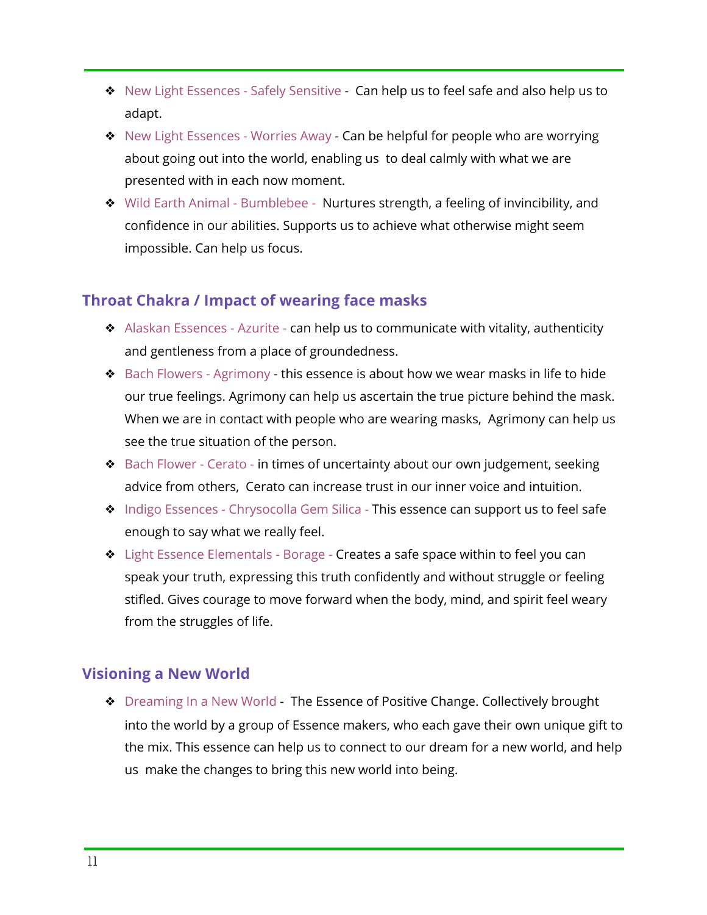- New Light Essences - Safely Sensitive - Can help us to feel safe and also help us to adapt.
- New Light Essences - Worries Away - Can be helpful for people who are worrying about going out into the world, enabling us to deal calmly with what we are presented with in each now moment.
- Wild Earth Animal - Bumblebee - Nurtures strength, a feeling of invincibility, and confidence in our abilities. Supports us to achieve what otherwise might seem impossible. Can help us focus.

## Throat Chakra / Impact of wearing face masks

- Alaskan Essences - Azurite - can help us to communicate with vitality, authenticity and gentleness from a place of groundedness.
- Bach Flowers - Agrimony - this essence is about how we wear masks in life to hide our true feelings. Agrimony can help us ascertain the true picture behind the mask. When we are in contact with people who are wearing masks, Agrimony can help us see the true situation of the person.
- Bach Flower - Cerato - in times of uncertainty about our own judgement, seeking advice from others, Cerato can increase trust in our inner voice and intuition.
- Indigo Essences - Chrysocolla Gem Silica - This essence can support us to feel safe enough to say what we really feel.
- Light Essence Elementals - Borage - Creates a safe space within to feel you can speak your truth, expressing this truth confidently and without struggle or feeling stifled. Gives courage to move forward when the body, mind, and spirit feel weary from the struggles of life.

## Visioning a New World

- Dreaming In a New World - The Essence of Positive Change. Collectively brought into the world by a group of Essence makers, who each gave their own unique gift to the mix. This essence can help us to connect to our dream for a new world, and help us make the changes to bring this new world into being.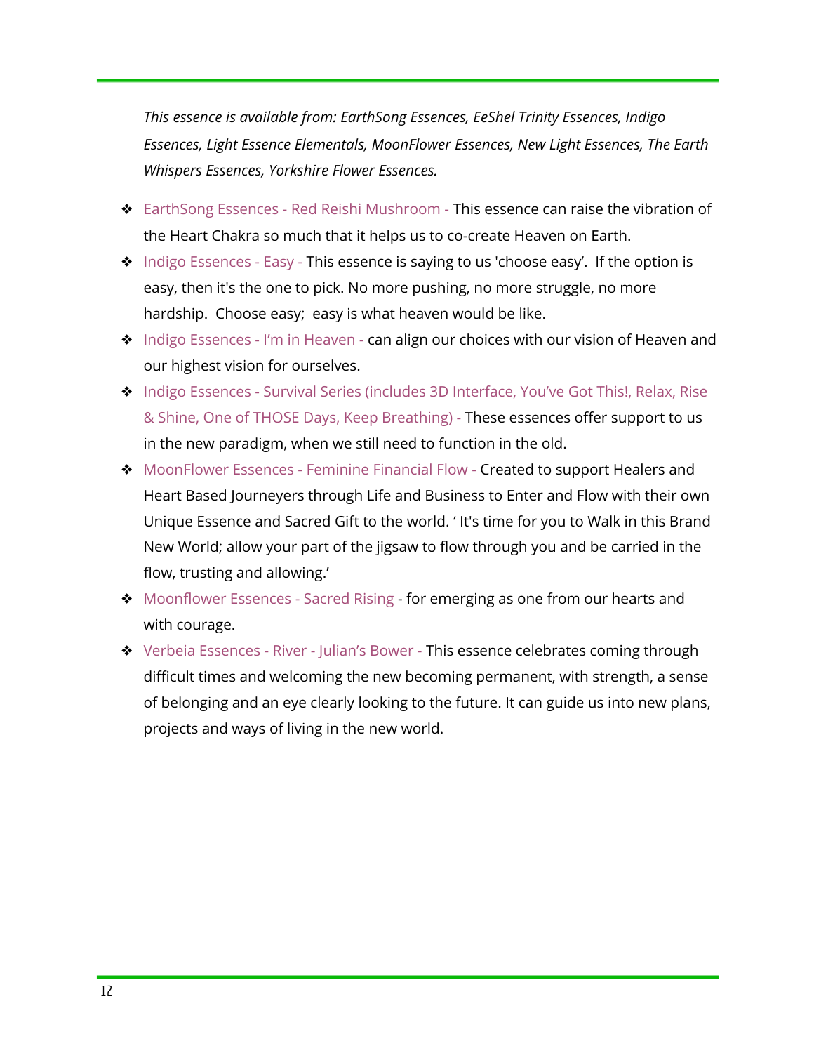*This essence is available from: EarthSong Essences, EeShel Trinity Essences, Indigo Essences, Light Essence Elementals, MoonFlower Essences, New Light Essences, The Earth Whispers Essences, Yorkshire Flower Essences.*

- EarthSong Essences - Red Reishi Mushroom - This essence can raise the vibration of the Heart Chakra so much that it helps us to co-create Heaven on Earth.
- Indigo Essences - Easy - This essence is saying to us 'choose easy'. If the option is easy, then it's the one to pick. No more pushing, no more struggle, no more hardship. Choose easy; easy is what heaven would be like.
- Indigo Essences - I'm in Heaven - can align our choices with our vision of Heaven and our highest vision for ourselves.
- Indigo Essences - Survival Series (includes 3D Interface, You've Got This!, Relax, Rise & Shine, One of THOSE Days, Keep Breathing) - These essences offer support to us in the new paradigm, when we still need to function in the old.
- MoonFlower Essences - Feminine Financial Flow - Created to support Healers and Heart Based Journeyers through Life and Business to Enter and Flow with their own Unique Essence and Sacred Gift to the world. ' It's time for you to Walk in this Brand New World; allow your part of the jigsaw to flow through you and be carried in the flow, trusting and allowing.'
- Moonflower Essences - Sacred Rising - for emerging as one from our hearts and with courage.
- Verbeia Essences - River - Julian's Bower - This essence celebrates coming through difficult times and welcoming the new becoming permanent, with strength, a sense of belonging and an eye clearly looking to the future. It can guide us into new plans, projects and ways of living in the new world.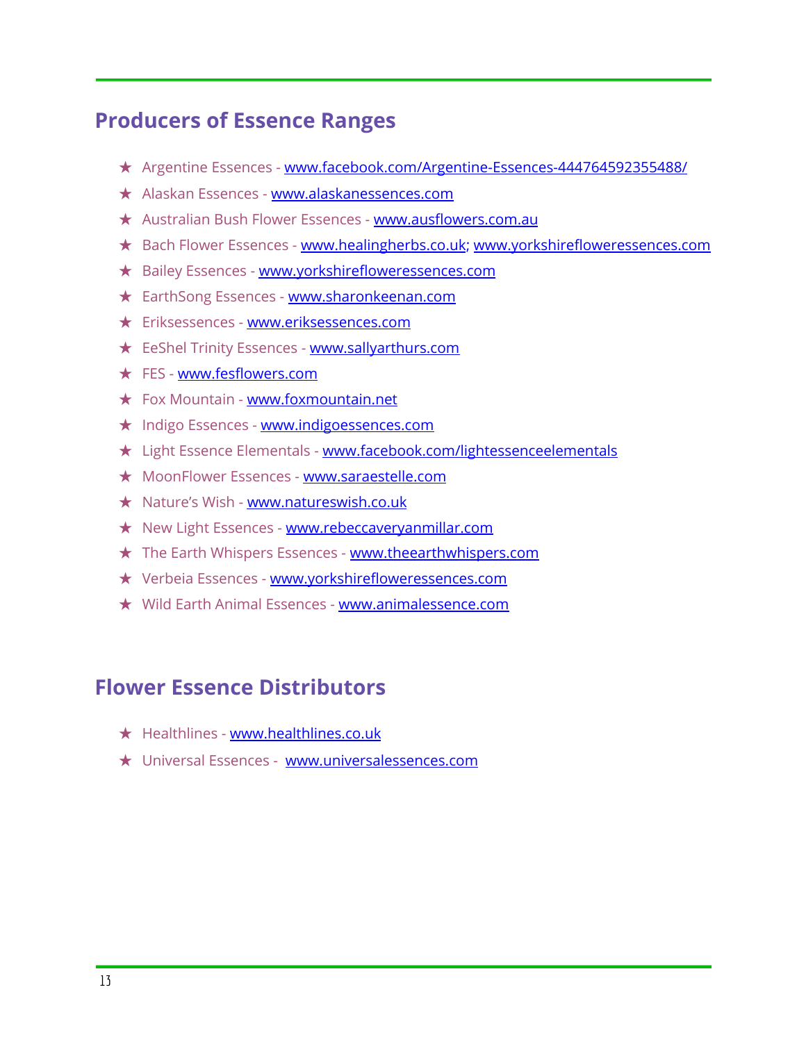## Producers of Essence Ranges

- ★ Argentine Essences - www.facebook.com/Argentine-Essences-444764592355488/
- ★ Alaskan Essences - www.alaskanessences.com
- ★ Australian Bush Flower Essences - www.ausflowers.com.au
- ★ Bach Flower Essences - www.healingherbs.co.uk; www.yorkshirefloweressences.com
- ★ Bailey Essences - www.yorkshirefloweressences.com
- ★ EarthSong Essences - www.sharonkeenan.com
- ★ Eriksessences - www.eriksessences.com
- ★ EeShel Trinity Essences - www.sallyarthurs.com
- ★ FES - www.fesflowers.com
- ★ Fox Mountain - www.foxmountain.net
- ★ Indigo Essences - www.indigoessences.com
- ★ Light Essence Elementals - www.facebook.com/lightessenceelementals
- ★ MoonFlower Essences - www.saraestelle.com
- ★ Nature's Wish - www.natureswish.co.uk
- ★ New Light Essences - www.rebeccaveryanmillar.com
- ★ The Earth Whispers Essences - www.theearthwhispers.com
- ★ Verbeia Essences - www.yorkshirefloweressences.com
- ★ Wild Earth Animal Essences - www.animalessence.com

## Flower Essence Distributors

- ★ Healthlines - www.healthlines.co.uk
- ★ Universal Essences - www.universalessences.com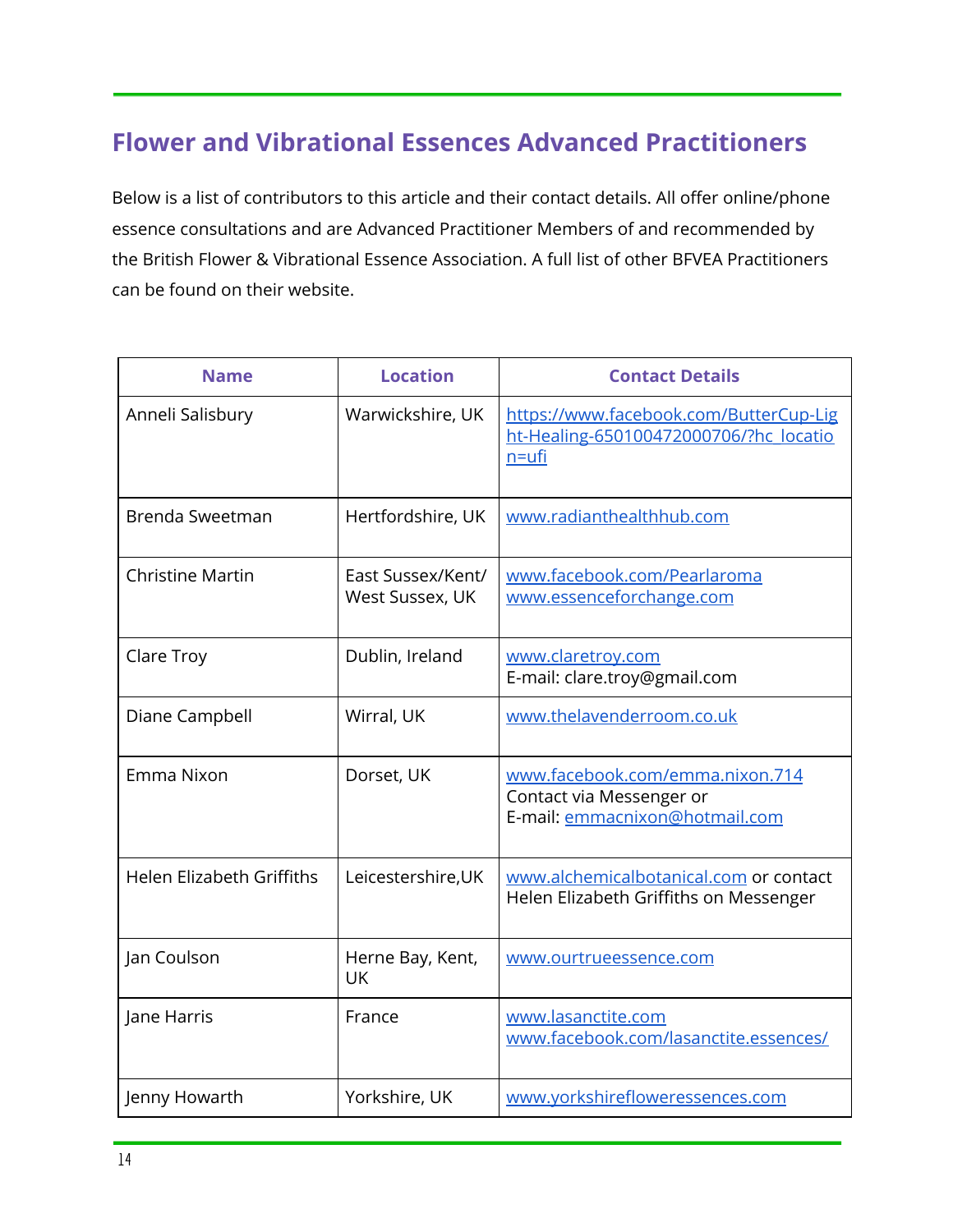## Flower and Vibrational Essences Advanced Practitioners

Below is a list of contributors to this article and their contact details. All offer online/phone essence consultations and are Advanced Practitioner Members of and recommended by the British Flower & Vibrational Essence Association. A full list of other BFVEA Practitioners can be found on their website.

| Name | Location | Contact Details |
|---|---|---|
| Anneli Salisbury | Warwickshire, UK | https://www.facebook.com/ButterCup-Light-Healing-650100472000706/?hc_location=ufi |
| Brenda Sweetman | Hertfordshire, UK | www.radianthealthhub.com |
| Christine Martin | East Sussex/Kent/ West Sussex, UK | www.facebook.com/Pearlaroma<br>www.essenceforchange.com |
| Clare Troy | Dublin, Ireland | www.claretroy.com<br>E-mail: clare.troy@gmail.com |
| Diane Campbell | Wirral, UK | www.thelavenderroom.co.uk |
| Emma Nixon | Dorset, UK | www.facebook.com/emma.nixon.714<br>Contact via Messenger or<br>E-mail: emmacnixon@hotmail.com |
| Helen Elizabeth Griffiths | Leicestershire,UK | www.alchemicalbotanical.com or contact Helen Elizabeth Griffiths on Messenger |
| Jan Coulson | Herne Bay, Kent, UK | www.ourtrueessence.com |
| Jane Harris | France | www.lasanctite.com<br>www.facebook.com/lasanctite.essences/ |
| Jenny Howarth | Yorkshire, UK | www.yorkshirefloweressences.com |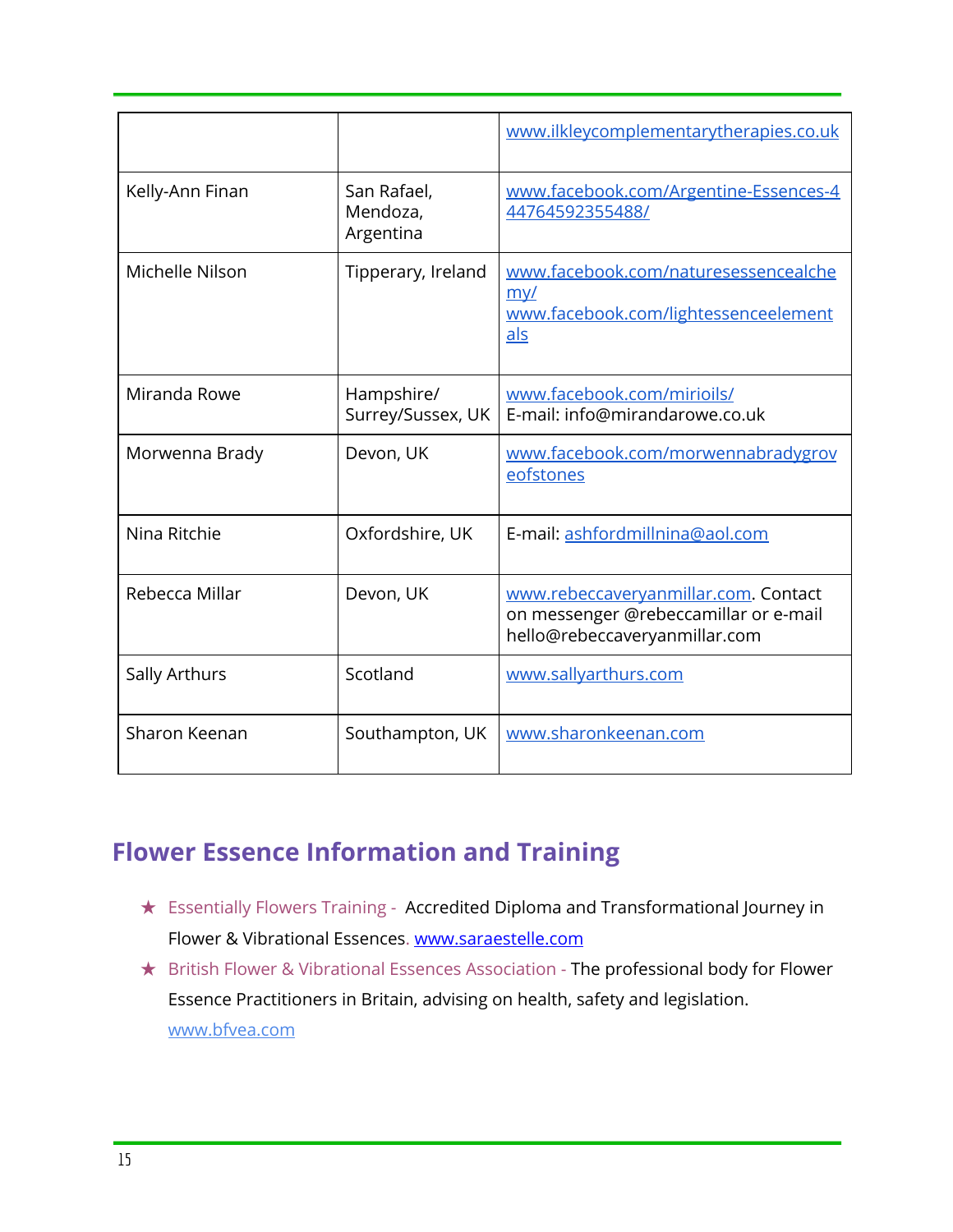| | | |
|---|---|---|
| | | www.ilkleycomplementarytherapies.co.uk |
| Kelly-Ann Finan | San Rafael, Mendoza, Argentina | www.facebook.com/Argentine-Essences-444764592355488/ |
| Michelle Nilson | Tipperary, Ireland | www.facebook.com/naturesessencealchemy/ www.facebook.com/lightessenceelementals |
| Miranda Rowe | Hampshire/ Surrey/Sussex, UK | www.facebook.com/mirioils/ E-mail: info@mirandarowe.co.uk |
| Morwenna Brady | Devon, UK | www.facebook.com/morwennabradygroveofstones |
| Nina Ritchie | Oxfordshire, UK | E-mail: ashfordmillnina@aol.com |
| Rebecca Millar | Devon, UK | www.rebeccaveryanmillar.com. Contact on messenger @rebeccamillar or e-mail hello@rebeccaveryanmillar.com |
| Sally Arthurs | Scotland | www.sallyarthurs.com |
| Sharon Keenan | Southampton, UK | www.sharonkeenan.com |

## Flower Essence Information and Training

- ★ Essentially Flowers Training - Accredited Diploma and Transformational Journey in Flower & Vibrational Essences. www.saraestelle.com
- ★ British Flower & Vibrational Essences Association - The professional body for Flower Essence Practitioners in Britain, advising on health, safety and legislation. www.bfvea.com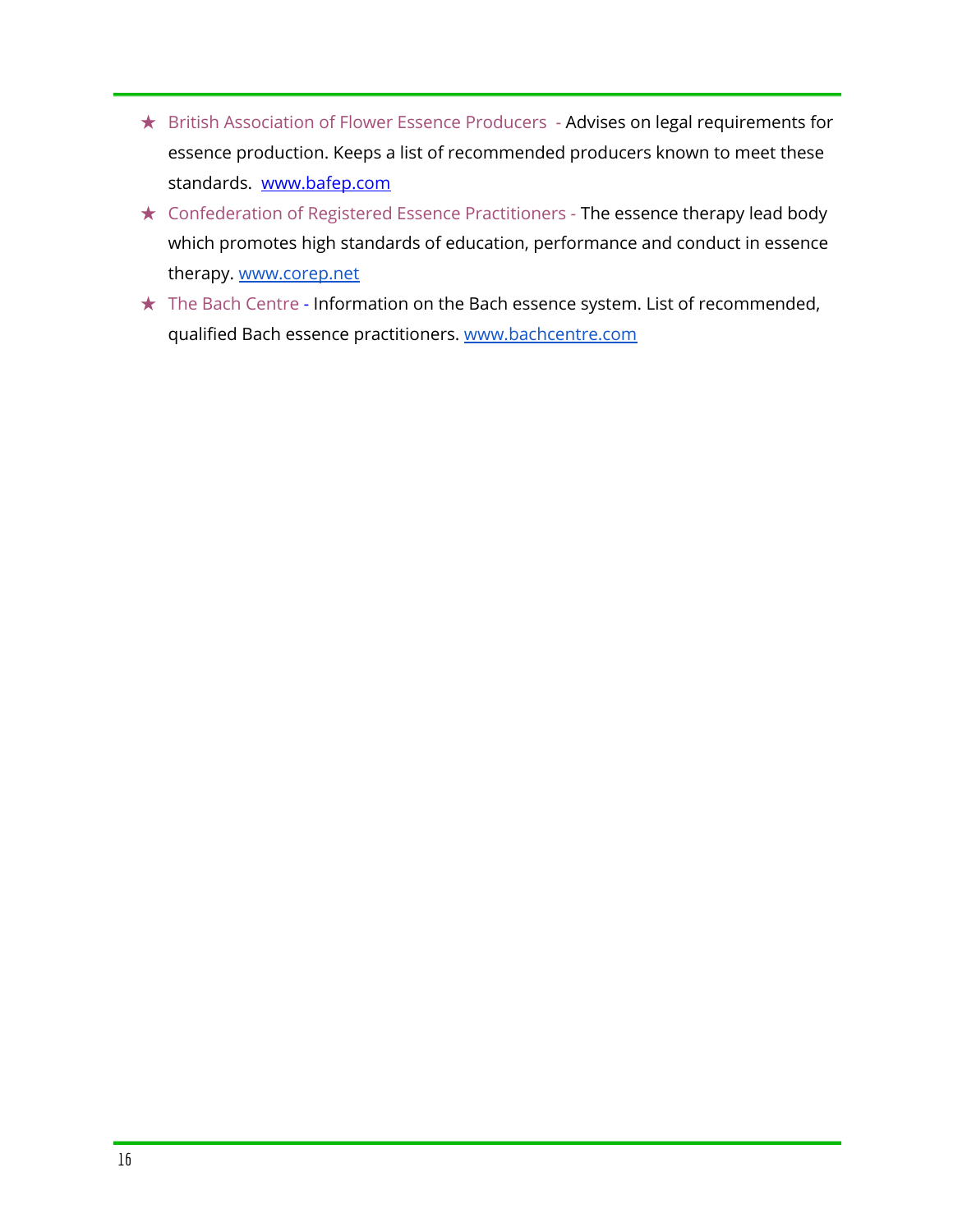- ★ British Association of Flower Essence Producers - Advises on legal requirements for essence production. Keeps a list of recommended producers known to meet these standards. www.bafep.com
- ★ Confederation of Registered Essence Practitioners - The essence therapy lead body which promotes high standards of education, performance and conduct in essence therapy. www.corep.net
- ★ The Bach Centre - Information on the Bach essence system. List of recommended, qualified Bach essence practitioners. www.bachcentre.com